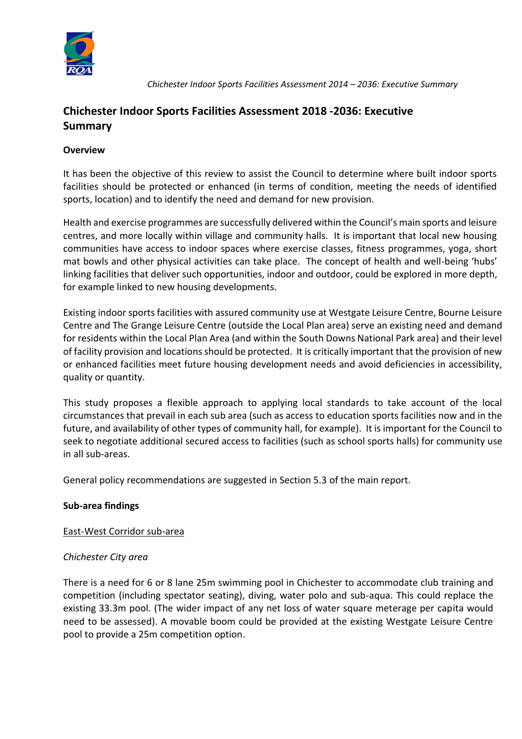# Chichester Indoor Sports Facilities Assessment 2018 -2036: Executive Summary

## Overview

It has been the objective of this review to assist the Council to determine where built indoor sports facilities should be protected or enhanced (in terms of condition, meeting the needs of identified sports, location) and to identify the need and demand for new provision.

Health and exercise programmes are successfully delivered within the Council's main sports and leisure centres, and more locally within village and community halls. It is important that local new housing communities have access to indoor spaces where exercise classes, fitness programmes, yoga, short mat bowls and other physical activities can take place. The concept of health and well-being 'hubs' linking facilities that deliver such opportunities, indoor and outdoor, could be explored in more depth, for example linked to new housing developments.

Existing indoor sports facilities with assured community use at Westgate Leisure Centre, Bourne Leisure Centre and The Grange Leisure Centre (outside the Local Plan area) serve an existing need and demand for residents within the Local Plan Area (and within the South Downs National Park area) and their level of facility provision and locations should be protected. It is critically important that the provision of new or enhanced facilities meet future housing development needs and avoid deficiencies in accessibility, quality or quantity.

This study proposes a flexible approach to applying local standards to take account of the local circumstances that prevail in each sub area (such as access to education sports facilities now and in the future, and availability of other types of community hall, for example). It is important for the Council to seek to negotiate additional secured access to facilities (such as school sports halls) for community use in all sub-areas.

General policy recommendations are suggested in Section 5.3 of the main report.

## Sub-area findings

### East-West Corridor sub-area

*Chichester City area*

There is a need for 6 or 8 lane 25m swimming pool in Chichester to accommodate club training and competition (including spectator seating), diving, water polo and sub-aqua. This could replace the existing 33.3m pool. (The wider impact of any net loss of water square meterage per capita would need to be assessed). A movable boom could be provided at the existing Westgate Leisure Centre pool to provide a 25m competition option.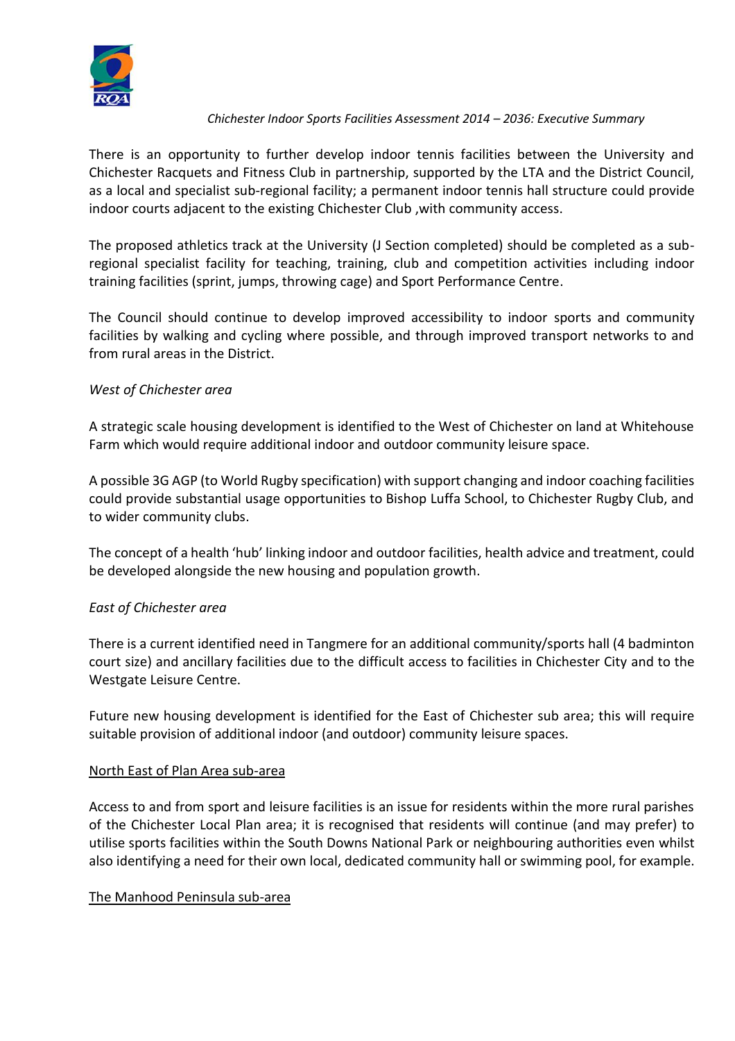There is an opportunity to further develop indoor tennis facilities between the University and Chichester Racquets and Fitness Club in partnership, supported by the LTA and the District Council, as a local and specialist sub-regional facility; a permanent indoor tennis hall structure could provide indoor courts adjacent to the existing Chichester Club ,with community access.

The proposed athletics track at the University (J Section completed) should be completed as a sub-regional specialist facility for teaching, training, club and competition activities including indoor training facilities (sprint, jumps, throwing cage) and Sport Performance Centre.

The Council should continue to develop improved accessibility to indoor sports and community facilities by walking and cycling where possible, and through improved transport networks to and from rural areas in the District.

*West of Chichester area*

A strategic scale housing development is identified to the West of Chichester on land at Whitehouse Farm which would require additional indoor and outdoor community leisure space.

A possible 3G AGP (to World Rugby specification) with support changing and indoor coaching facilities could provide substantial usage opportunities to Bishop Luffa School, to Chichester Rugby Club, and to wider community clubs.

The concept of a health 'hub' linking indoor and outdoor facilities, health advice and treatment, could be developed alongside the new housing and population growth.

*East of Chichester area*

There is a current identified need in Tangmere for an additional community/sports hall (4 badminton court size) and ancillary facilities due to the difficult access to facilities in Chichester City and to the Westgate Leisure Centre.

Future new housing development is identified for the East of Chichester sub area; this will require suitable provision of additional indoor (and outdoor) community leisure spaces.

<u>North East of Plan Area sub-area</u>

Access to and from sport and leisure facilities is an issue for residents within the more rural parishes of the Chichester Local Plan area; it is recognised that residents will continue (and may prefer) to utilise sports facilities within the South Downs National Park or neighbouring authorities even whilst also identifying a need for their own local, dedicated community hall or swimming pool, for example.

<u>The Manhood Peninsula sub-area</u>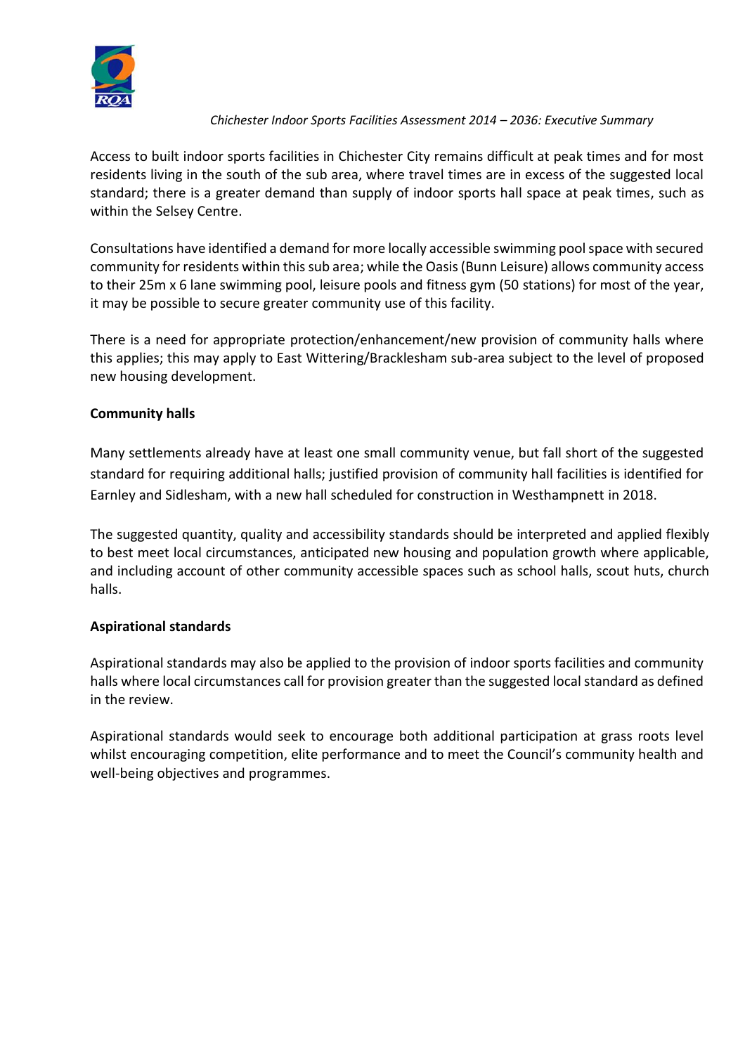Access to built indoor sports facilities in Chichester City remains difficult at peak times and for most residents living in the south of the sub area, where travel times are in excess of the suggested local standard; there is a greater demand than supply of indoor sports hall space at peak times, such as within the Selsey Centre.

Consultations have identified a demand for more locally accessible swimming pool space with secured community for residents within this sub area; while the Oasis (Bunn Leisure) allows community access to their 25m x 6 lane swimming pool, leisure pools and fitness gym (50 stations) for most of the year, it may be possible to secure greater community use of this facility.

There is a need for appropriate protection/enhancement/new provision of community halls where this applies; this may apply to East Wittering/Bracklesham sub-area subject to the level of proposed new housing development.

**Community halls**

Many settlements already have at least one small community venue, but fall short of the suggested standard for requiring additional halls; justified provision of community hall facilities is identified for Earnley and Sidlesham, with a new hall scheduled for construction in Westhampnett in 2018.

The suggested quantity, quality and accessibility standards should be interpreted and applied flexibly to best meet local circumstances, anticipated new housing and population growth where applicable, and including account of other community accessible spaces such as school halls, scout huts, church halls.

**Aspirational standards**

Aspirational standards may also be applied to the provision of indoor sports facilities and community halls where local circumstances call for provision greater than the suggested local standard as defined in the review.

Aspirational standards would seek to encourage both additional participation at grass roots level whilst encouraging competition, elite performance and to meet the Council's community health and well-being objectives and programmes.